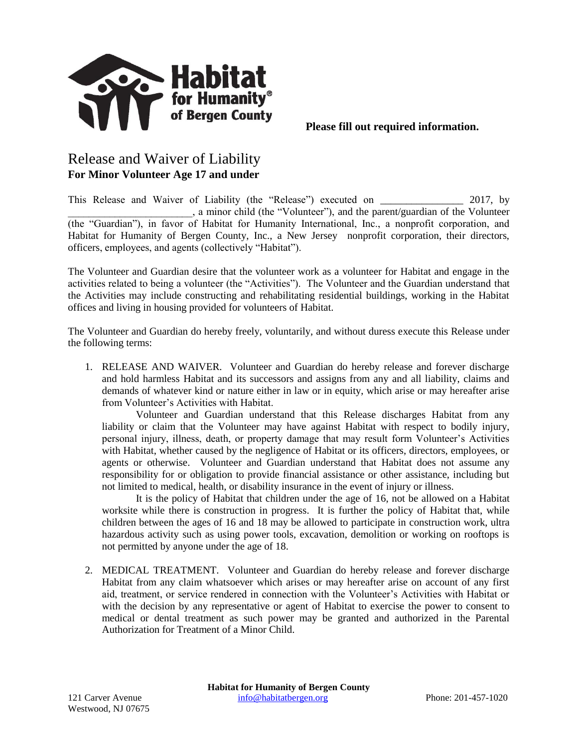**Please fill out required information.**

# Release and Waiver of Liability

**For Minor Volunteer Age 17 and under**

This Release and Waiver of Liability (the "Release") executed on ________________ 2017, by ________________________, a minor child (the "Volunteer"), and the parent/guardian of the Volunteer (the "Guardian"), in favor of Habitat for Humanity International, Inc., a nonprofit corporation, and Habitat for Humanity of Bergen County, Inc., a New Jersey nonprofit corporation, their directors, officers, employees, and agents (collectively "Habitat").

The Volunteer and Guardian desire that the volunteer work as a volunteer for Habitat and engage in the activities related to being a volunteer (the "Activities"). The Volunteer and the Guardian understand that the Activities may include constructing and rehabilitating residential buildings, working in the Habitat offices and living in housing provided for volunteers of Habitat.

The Volunteer and Guardian do hereby freely, voluntarily, and without duress execute this Release under the following terms:

1. RELEASE AND WAIVER. Volunteer and Guardian do hereby release and forever discharge and hold harmless Habitat and its successors and assigns from any and all liability, claims and demands of whatever kind or nature either in law or in equity, which arise or may hereafter arise from Volunteer's Activities with Habitat.

   Volunteer and Guardian understand that this Release discharges Habitat from any liability or claim that the Volunteer may have against Habitat with respect to bodily injury, personal injury, illness, death, or property damage that may result form Volunteer's Activities with Habitat, whether caused by the negligence of Habitat or its officers, directors, employees, or agents or otherwise. Volunteer and Guardian understand that Habitat does not assume any responsibility for or obligation to provide financial assistance or other assistance, including but not limited to medical, health, or disability insurance in the event of injury or illness.

   It is the policy of Habitat that children under the age of 16, not be allowed on a Habitat worksite while there is construction in progress. It is further the policy of Habitat that, while children between the ages of 16 and 18 may be allowed to participate in construction work, ultra hazardous activity such as using power tools, excavation, demolition or working on rooftops is not permitted by anyone under the age of 18.

2. MEDICAL TREATMENT. Volunteer and Guardian do hereby release and forever discharge Habitat from any claim whatsoever which arises or may hereafter arise on account of any first aid, treatment, or service rendered in connection with the Volunteer's Activities with Habitat or with the decision by any representative or agent of Habitat to exercise the power to consent to medical or dental treatment as such power may be granted and authorized in the Parental Authorization for Treatment of a Minor Child.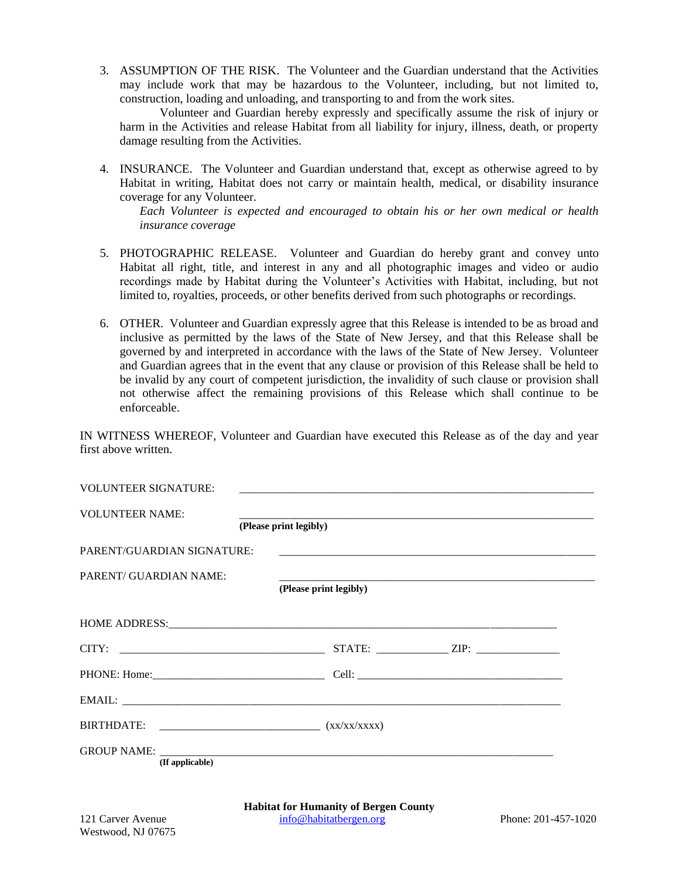3. ASSUMPTION OF THE RISK. The Volunteer and the Guardian understand that the Activities may include work that may be hazardous to the Volunteer, including, but not limited to, construction, loading and unloading, and transporting to and from the work sites.

   Volunteer and Guardian hereby expressly and specifically assume the risk of injury or harm in the Activities and release Habitat from all liability for injury, illness, death, or property damage resulting from the Activities.

4. INSURANCE. The Volunteer and Guardian understand that, except as otherwise agreed to by Habitat in writing, Habitat does not carry or maintain health, medical, or disability insurance coverage for any Volunteer.

   *Each Volunteer is expected and encouraged to obtain his or her own medical or health insurance coverage*

5. PHOTOGRAPHIC RELEASE. Volunteer and Guardian do hereby grant and convey unto Habitat all right, title, and interest in any and all photographic images and video or audio recordings made by Habitat during the Volunteer's Activities with Habitat, including, but not limited to, royalties, proceeds, or other benefits derived from such photographs or recordings.

6. OTHER. Volunteer and Guardian expressly agree that this Release is intended to be as broad and inclusive as permitted by the laws of the State of New Jersey, and that this Release shall be governed by and interpreted in accordance with the laws of the State of New Jersey. Volunteer and Guardian agrees that in the event that any clause or provision of this Release shall be held to be invalid by any court of competent jurisdiction, the invalidity of such clause or provision shall not otherwise affect the remaining provisions of this Release which shall continue to be enforceable.

IN WITNESS WHEREOF, Volunteer and Guardian have executed this Release as of the day and year first above written.

VOLUNTEER SIGNATURE: ______________________________________________

VOLUNTEER NAME: ______________________________________________
**(Please print legibly)**

PARENT/GUARDIAN SIGNATURE: ______________________________________________

PARENT/ GUARDIAN NAME: ______________________________________________
**(Please print legibly)**

HOME ADDRESS: ______________________________________________

CITY: ____________________________ STATE: __________ ZIP: ____________

PHONE: Home: ________________________ Cell: ____________________________

EMAIL: ______________________________________________

BIRTHDATE: ______________________ (xx/xx/xxxx)

GROUP NAME: ______________________________________________
**(If applicable)**

**Habitat for Humanity of Bergen County**

121 Carver Avenue
Westwood, NJ 07675

info@habitatbergen.org

Phone: 201-457-1020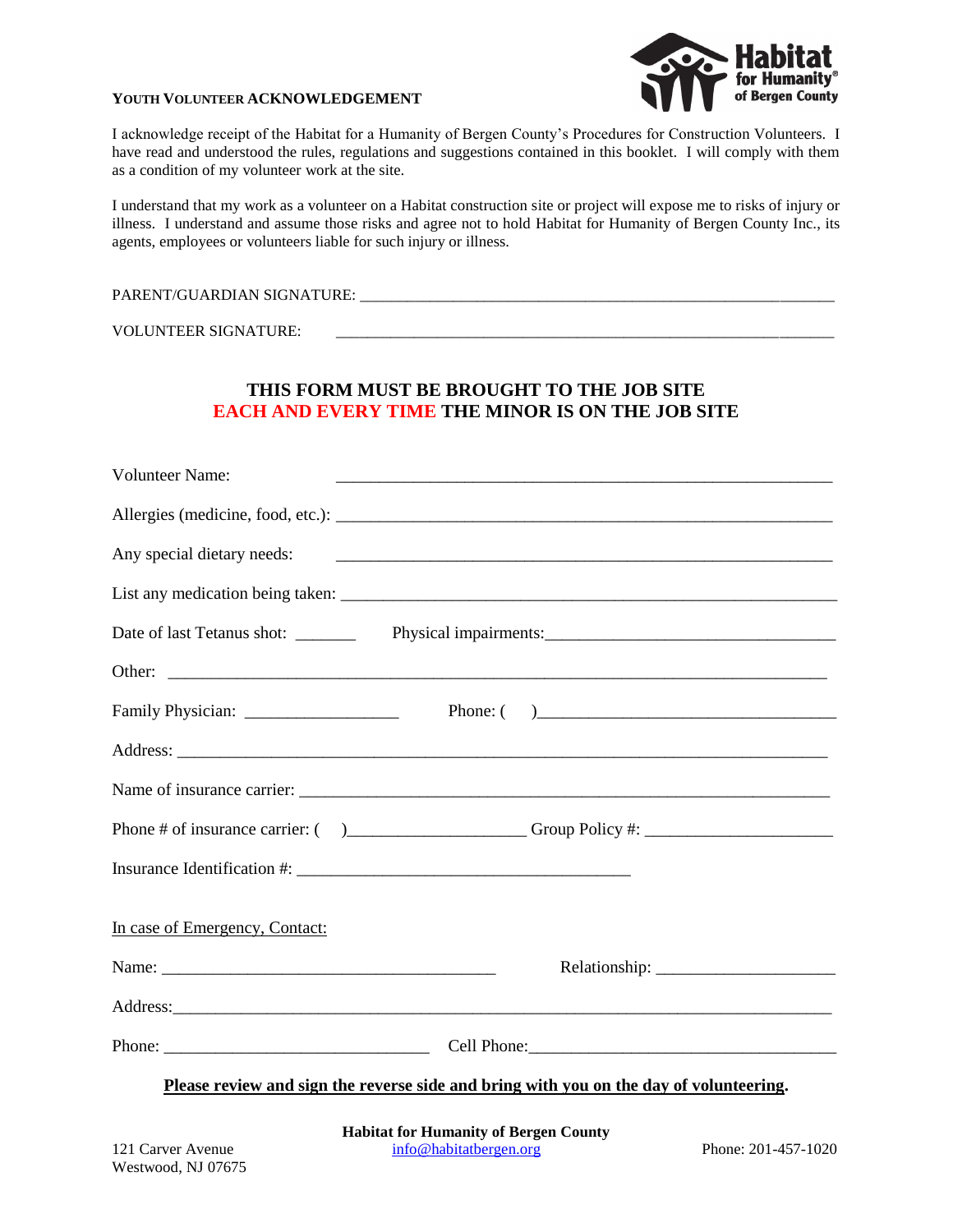**YOUTH VOLUNTEER ACKNOWLEDGEMENT**

Habitat for Humanity® of Bergen County

I acknowledge receipt of the Habitat for a Humanity of Bergen County's Procedures for Construction Volunteers. I have read and understood the rules, regulations and suggestions contained in this booklet. I will comply with them as a condition of my volunteer work at the site.

I understand that my work as a volunteer on a Habitat construction site or project will expose me to risks of injury or illness. I understand and assume those risks and agree not to hold Habitat for Humanity of Bergen County Inc., its agents, employees or volunteers liable for such injury or illness.

PARENT/GUARDIAN SIGNATURE: ______________________________

VOLUNTEER SIGNATURE: ______________________________

**THIS FORM MUST BE BROUGHT TO THE JOB SITE**
**EACH AND EVERY TIME THE MINOR IS ON THE JOB SITE**

Volunteer Name: ______________________________

Allergies (medicine, food, etc.): ______________________________

Any special dietary needs: ______________________________

List any medication being taken: ______________________________

Date of last Tetanus shot: _______ Physical impairments: ______________________________

Other: ______________________________

Family Physician: __________________ Phone: ( ) ______________________________

Address: ______________________________

Name of insurance carrier: ______________________________

Phone # of insurance carrier: ( ) ____________________ Group Policy #: ______________________

Insurance Identification #: ______________________________

In case of Emergency, Contact:

Name: ______________________________ Relationship: ____________________

Address: ______________________________

Phone: ______________________________ Cell Phone: ______________________________

**Please review and sign the reverse side and bring with you on the day of volunteering.**

**Habitat for Humanity of Bergen County**

121 Carver Avenue
Westwood, NJ 07675

info@habitatbergen.org

Phone: 201-457-1020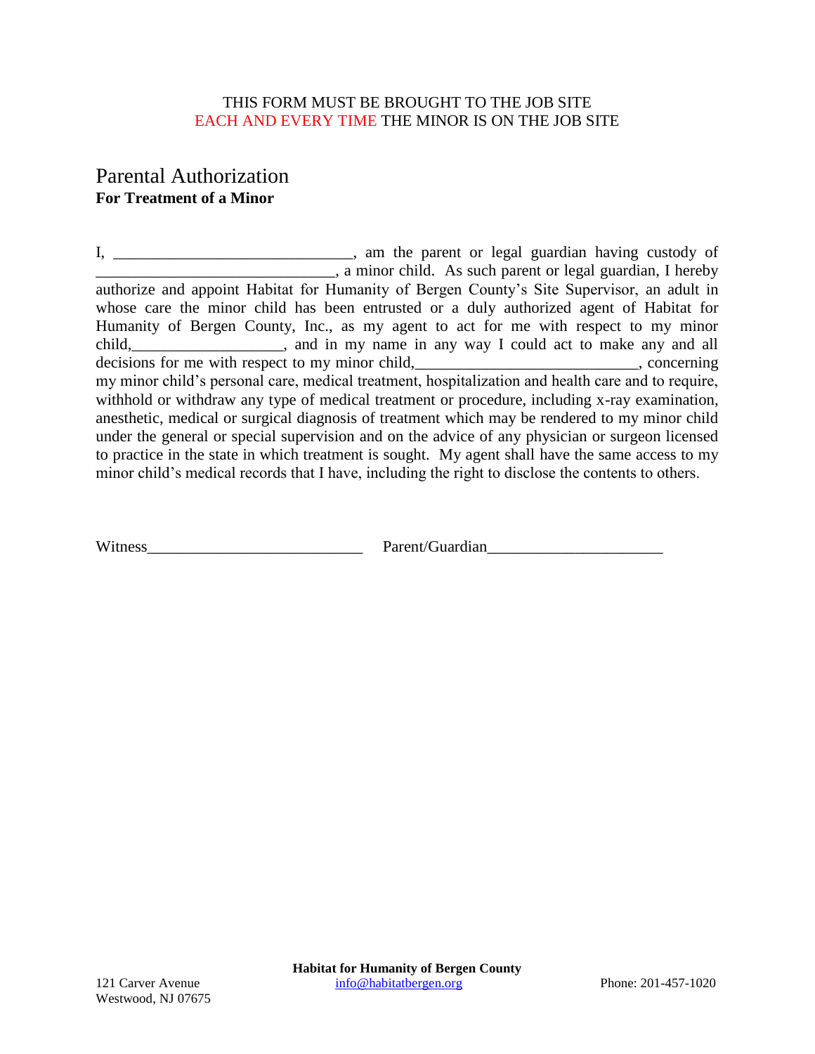THIS FORM MUST BE BROUGHT TO THE JOB SITE
EACH AND EVERY TIME THE MINOR IS ON THE JOB SITE

# Parental Authorization

**For Treatment of a Minor**

I, _______________________________, am the parent or legal guardian having custody of _______________________________, a minor child. As such parent or legal guardian, I hereby authorize and appoint Habitat for Humanity of Bergen County's Site Supervisor, an adult in whose care the minor child has been entrusted or a duly authorized agent of Habitat for Humanity of Bergen County, Inc., as my agent to act for me with respect to my minor child,___________________, and in my name in any way I could act to make any and all decisions for me with respect to my minor child,____________________________, concerning my minor child's personal care, medical treatment, hospitalization and health care and to require, withhold or withdraw any type of medical treatment or procedure, including x-ray examination, anesthetic, medical or surgical diagnosis of treatment which may be rendered to my minor child under the general or special supervision and on the advice of any physician or surgeon licensed to practice in the state in which treatment is sought. My agent shall have the same access to my minor child's medical records that I have, including the right to disclose the contents to others.

Witness___________________________ Parent/Guardian______________________

**Habitat for Humanity of Bergen County**
121 Carver Avenue
Westwood, NJ 07675
info@habitatbergen.org
Phone: 201-457-1020